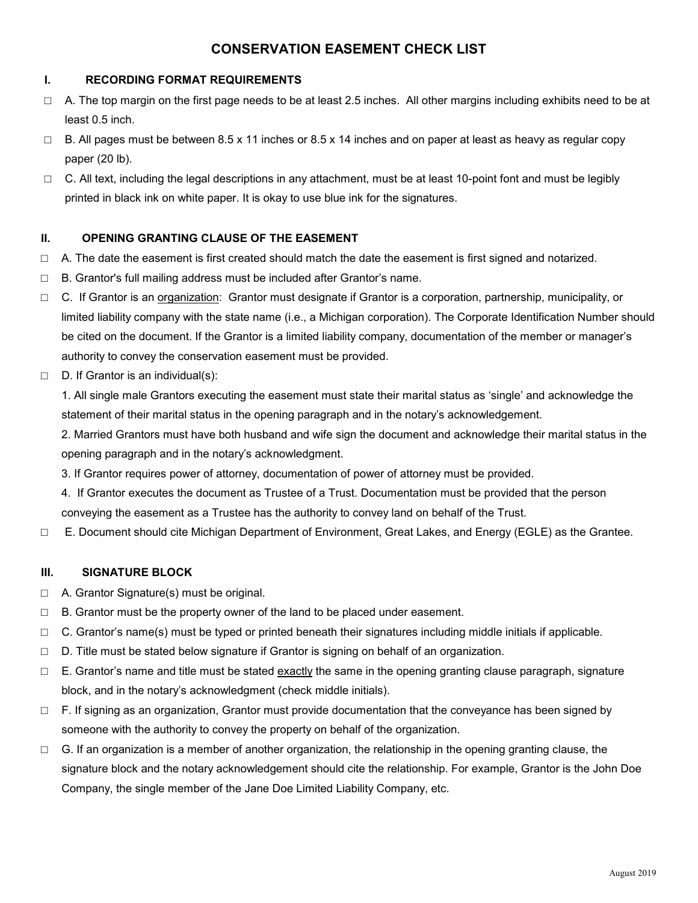# CONSERVATION EASEMENT CHECK LIST

## I. RECORDING FORMAT REQUIREMENTS

- □ A. The top margin on the first page needs to be at least 2.5 inches. All other margins including exhibits need to be at least 0.5 inch.
- □ B. All pages must be between 8.5 x 11 inches or 8.5 x 14 inches and on paper at least as heavy as regular copy paper (20 lb).
- □ C. All text, including the legal descriptions in any attachment, must be at least 10-point font and must be legibly printed in black ink on white paper. It is okay to use blue ink for the signatures.

## II. OPENING GRANTING CLAUSE OF THE EASEMENT

- □ A. The date the easement is first created should match the date the easement is first signed and notarized.
- □ B. Grantor's full mailing address must be included after Grantor's name.
- □ C. If Grantor is an <u>organization</u>: Grantor must designate if Grantor is a corporation, partnership, municipality, or limited liability company with the state name (i.e., a Michigan corporation). The Corporate Identification Number should be cited on the document. If the Grantor is a limited liability company, documentation of the member or manager's authority to convey the conservation easement must be provided.
- □ D. If Grantor is an individual(s):

  1. All single male Grantors executing the easement must state their marital status as 'single' and acknowledge the statement of their marital status in the opening paragraph and in the notary's acknowledgement.
  2. Married Grantors must have both husband and wife sign the document and acknowledge their marital status in the opening paragraph and in the notary's acknowledgment.
  3. If Grantor requires power of attorney, documentation of power of attorney must be provided.
  4. If Grantor executes the document as Trustee of a Trust. Documentation must be provided that the person conveying the easement as a Trustee has the authority to convey land on behalf of the Trust.

- □ E. Document should cite Michigan Department of Environment, Great Lakes, and Energy (EGLE) as the Grantee.

## III. SIGNATURE BLOCK

- □ A. Grantor Signature(s) must be original.
- □ B. Grantor must be the property owner of the land to be placed under easement.
- □ C. Grantor's name(s) must be typed or printed beneath their signatures including middle initials if applicable.
- □ D. Title must be stated below signature if Grantor is signing on behalf of an organization.
- □ E. Grantor's name and title must be stated <u>exactly</u> the same in the opening granting clause paragraph, signature block, and in the notary's acknowledgment (check middle initials).
- □ F. If signing as an organization, Grantor must provide documentation that the conveyance has been signed by someone with the authority to convey the property on behalf of the organization.
- □ G. If an organization is a member of another organization, the relationship in the opening granting clause, the signature block and the notary acknowledgement should cite the relationship. For example, Grantor is the John Doe Company, the single member of the Jane Doe Limited Liability Company, etc.

August 2019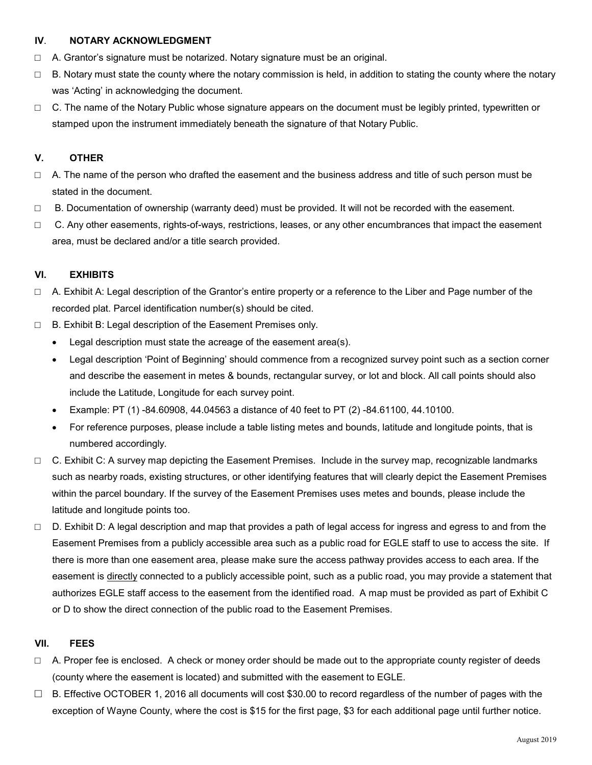## IV. NOTARY ACKNOWLEDGMENT

- ☐ A. Grantor's signature must be notarized. Notary signature must be an original.
- ☐ B. Notary must state the county where the notary commission is held, in addition to stating the county where the notary was 'Acting' in acknowledging the document.
- ☐ C. The name of the Notary Public whose signature appears on the document must be legibly printed, typewritten or stamped upon the instrument immediately beneath the signature of that Notary Public.

## V. OTHER

- ☐ A. The name of the person who drafted the easement and the business address and title of such person must be stated in the document.
- ☐ B. Documentation of ownership (warranty deed) must be provided. It will not be recorded with the easement.
- ☐ C. Any other easements, rights-of-ways, restrictions, leases, or any other encumbrances that impact the easement area, must be declared and/or a title search provided.

## VI. EXHIBITS

- ☐ A. Exhibit A: Legal description of the Grantor's entire property or a reference to the Liber and Page number of the recorded plat. Parcel identification number(s) should be cited.
- ☐ B. Exhibit B: Legal description of the Easement Premises only.
  - Legal description must state the acreage of the easement area(s).
  - Legal description 'Point of Beginning' should commence from a recognized survey point such as a section corner and describe the easement in metes & bounds, rectangular survey, or lot and block. All call points should also include the Latitude, Longitude for each survey point.
  - Example: PT (1) -84.60908, 44.04563 a distance of 40 feet to PT (2) -84.61100, 44.10100.
  - For reference purposes, please include a table listing metes and bounds, latitude and longitude points, that is numbered accordingly.
- ☐ C. Exhibit C: A survey map depicting the Easement Premises. Include in the survey map, recognizable landmarks such as nearby roads, existing structures, or other identifying features that will clearly depict the Easement Premises within the parcel boundary. If the survey of the Easement Premises uses metes and bounds, please include the latitude and longitude points too.
- ☐ D. Exhibit D: A legal description and map that provides a path of legal access for ingress and egress to and from the Easement Premises from a publicly accessible area such as a public road for EGLE staff to use to access the site. If there is more than one easement area, please make sure the access pathway provides access to each area. If the easement is directly connected to a publicly accessible point, such as a public road, you may provide a statement that authorizes EGLE staff access to the easement from the identified road. A map must be provided as part of Exhibit C or D to show the direct connection of the public road to the Easement Premises.

## VII. FEES

- ☐ A. Proper fee is enclosed. A check or money order should be made out to the appropriate county register of deeds (county where the easement is located) and submitted with the easement to EGLE.
- ☐ B. Effective OCTOBER 1, 2016 all documents will cost $30.00 to record regardless of the number of pages with the exception of Wayne County, where the cost is $15 for the first page, $3 for each additional page until further notice.

August 2019